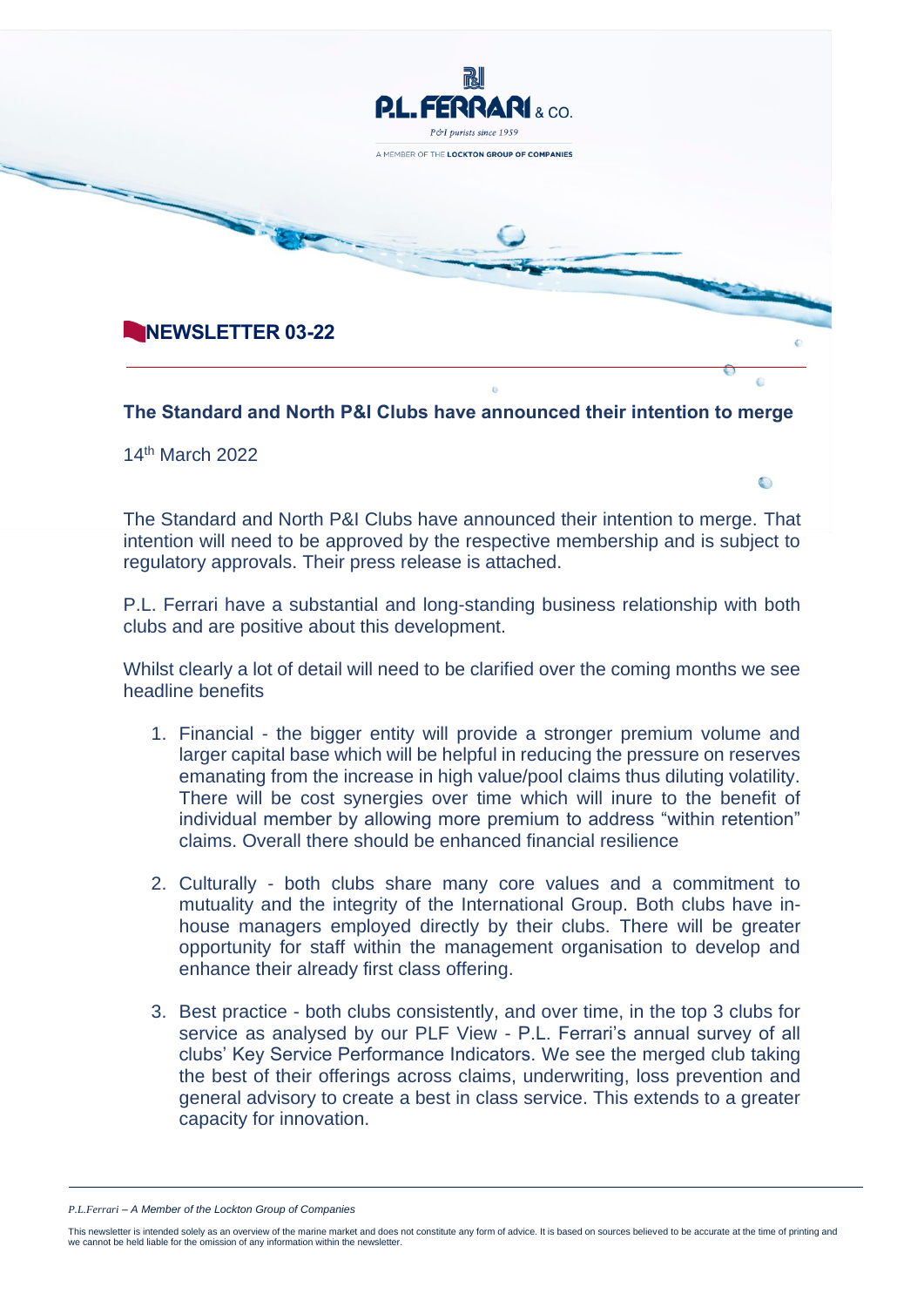P.L. FERRARI & CO.

*P&I purists since 1959*

A MEMBER OF THE **LOCKTON GROUP OF COMPANIES**

## NEWSLETTER 03-22

### The Standard and North P&I Clubs have announced their intention to merge

14th March 2022

The Standard and North P&I Clubs have announced their intention to merge. That intention will need to be approved by the respective membership and is subject to regulatory approvals. Their press release is attached.

P.L. Ferrari have a substantial and long-standing business relationship with both clubs and are positive about this development.

Whilst clearly a lot of detail will need to be clarified over the coming months we see headline benefits

1. Financial - the bigger entity will provide a stronger premium volume and larger capital base which will be helpful in reducing the pressure on reserves emanating from the increase in high value/pool claims thus diluting volatility. There will be cost synergies over time which will inure to the benefit of individual member by allowing more premium to address "within retention" claims. Overall there should be enhanced financial resilience

2. Culturally - both clubs share many core values and a commitment to mutuality and the integrity of the International Group. Both clubs have in-house managers employed directly by their clubs. There will be greater opportunity for staff within the management organisation to develop and enhance their already first class offering.

3. Best practice - both clubs consistently, and over time, in the top 3 clubs for service as analysed by our PLF View - P.L. Ferrari's annual survey of all clubs' Key Service Performance Indicators. We see the merged club taking the best of their offerings across claims, underwriting, loss prevention and general advisory to create a best in class service. This extends to a greater capacity for innovation.

*P.L.Ferrari – A Member of the Lockton Group of Companies*

This newsletter is intended solely as an overview of the marine market and does not constitute any form of advice. It is based on sources believed to be accurate at the time of printing and we cannot be held liable for the omission of any information within the newsletter.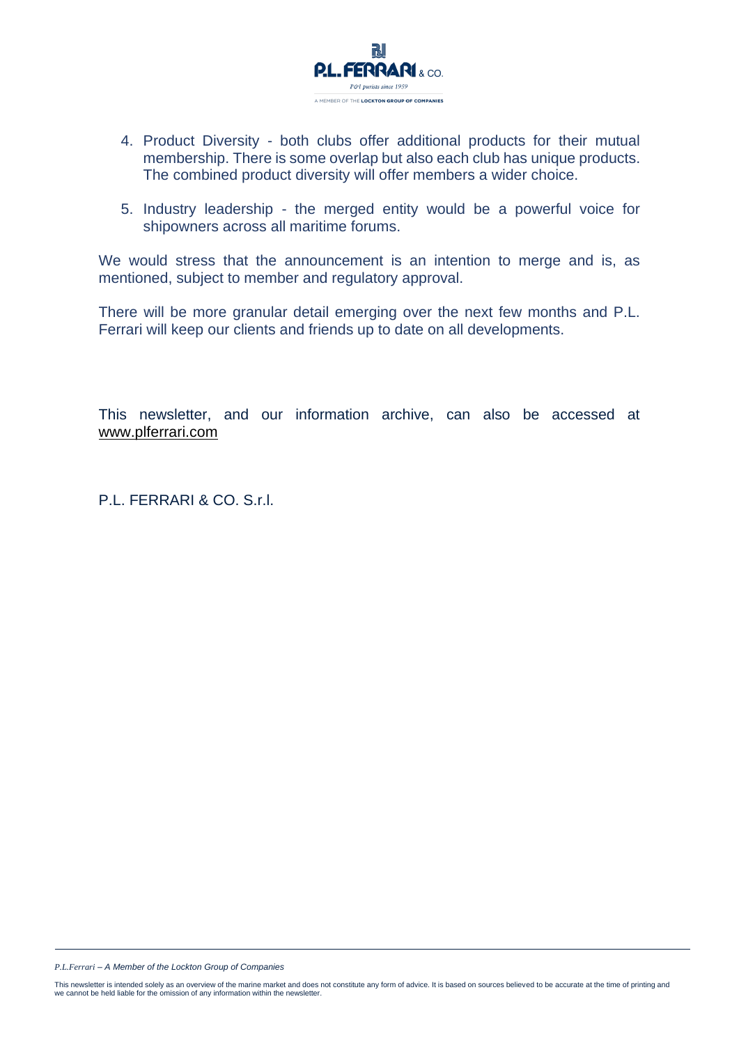4. Product Diversity - both clubs offer additional products for their mutual membership. There is some overlap but also each club has unique products. The combined product diversity will offer members a wider choice.

5. Industry leadership - the merged entity would be a powerful voice for shipowners across all maritime forums.

We would stress that the announcement is an intention to merge and is, as mentioned, subject to member and regulatory approval.

There will be more granular detail emerging over the next few months and P.L. Ferrari will keep our clients and friends up to date on all developments.

This newsletter, and our information archive, can also be accessed at www.plferrari.com

P.L. FERRARI & CO. S.r.l.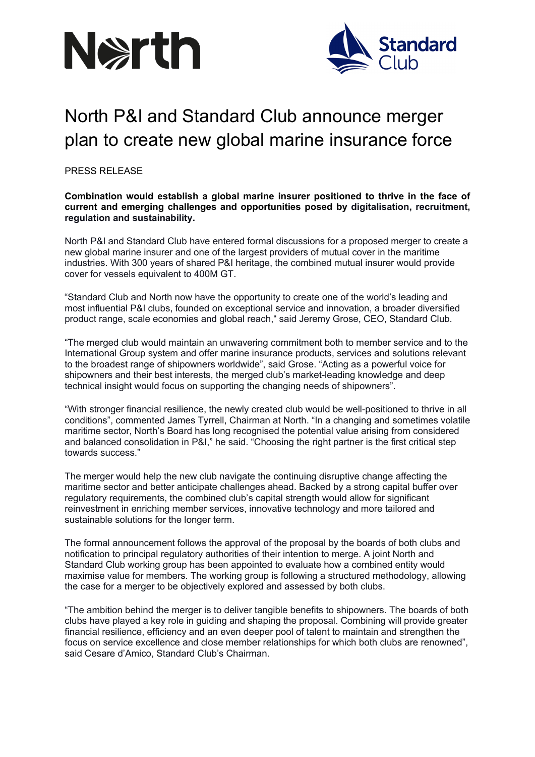# North P&I and Standard Club announce merger plan to create new global marine insurance force

PRESS RELEASE

**Combination would establish a global marine insurer positioned to thrive in the face of current and emerging challenges and opportunities posed by digitalisation, recruitment, regulation and sustainability.**

North P&I and Standard Club have entered formal discussions for a proposed merger to create a new global marine insurer and one of the largest providers of mutual cover in the maritime industries. With 300 years of shared P&I heritage, the combined mutual insurer would provide cover for vessels equivalent to 400M GT.

"Standard Club and North now have the opportunity to create one of the world's leading and most influential P&I clubs, founded on exceptional service and innovation, a broader diversified product range, scale economies and global reach," said Jeremy Grose, CEO, Standard Club.

"The merged club would maintain an unwavering commitment both to member service and to the International Group system and offer marine insurance products, services and solutions relevant to the broadest range of shipowners worldwide", said Grose. "Acting as a powerful voice for shipowners and their best interests, the merged club's market-leading knowledge and deep technical insight would focus on supporting the changing needs of shipowners".

"With stronger financial resilience, the newly created club would be well-positioned to thrive in all conditions", commented James Tyrrell, Chairman at North. "In a changing and sometimes volatile maritime sector, North's Board has long recognised the potential value arising from considered and balanced consolidation in P&I," he said. "Choosing the right partner is the first critical step towards success."

The merger would help the new club navigate the continuing disruptive change affecting the maritime sector and better anticipate challenges ahead. Backed by a strong capital buffer over regulatory requirements, the combined club's capital strength would allow for significant reinvestment in enriching member services, innovative technology and more tailored and sustainable solutions for the longer term.

The formal announcement follows the approval of the proposal by the boards of both clubs and notification to principal regulatory authorities of their intention to merge. A joint North and Standard Club working group has been appointed to evaluate how a combined entity would maximise value for members. The working group is following a structured methodology, allowing the case for a merger to be objectively explored and assessed by both clubs.

"The ambition behind the merger is to deliver tangible benefits to shipowners. The boards of both clubs have played a key role in guiding and shaping the proposal. Combining will provide greater financial resilience, efficiency and an even deeper pool of talent to maintain and strengthen the focus on service excellence and close member relationships for which both clubs are renowned", said Cesare d'Amico, Standard Club's Chairman.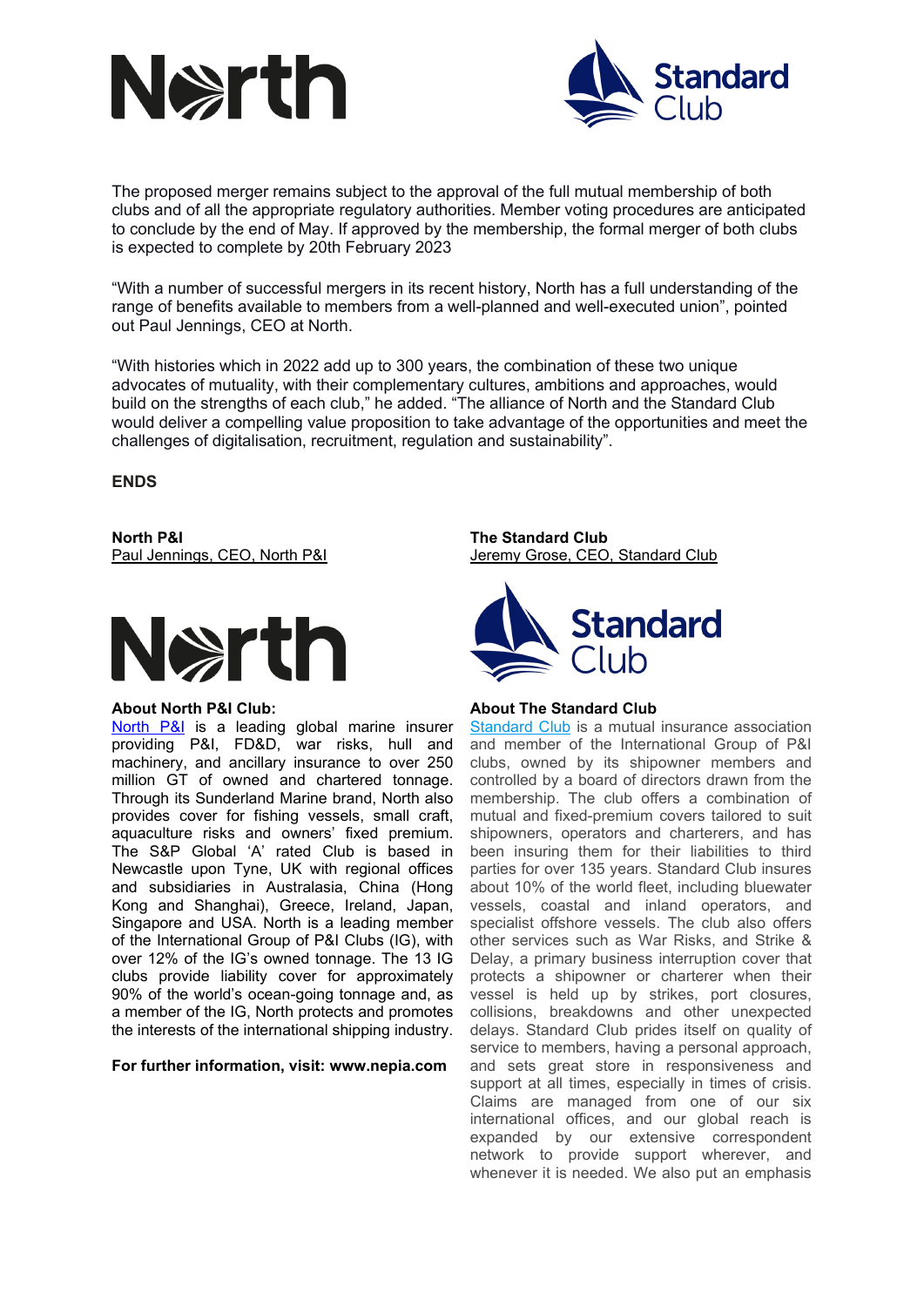The proposed merger remains subject to the approval of the full mutual membership of both clubs and of all the appropriate regulatory authorities. Member voting procedures are anticipated to conclude by the end of May. If approved by the membership, the formal merger of both clubs is expected to complete by 20th February 2023

"With a number of successful mergers in its recent history, North has a full understanding of the range of benefits available to members from a well-planned and well-executed union", pointed out Paul Jennings, CEO at North.

"With histories which in 2022 add up to 300 years, the combination of these two unique advocates of mutuality, with their complementary cultures, ambitions and approaches, would build on the strengths of each club," he added. "The alliance of North and the Standard Club would deliver a compelling value proposition to take advantage of the opportunities and meet the challenges of digitalisation, recruitment, regulation and sustainability".

**ENDS**

**North P&I**
Paul Jennings, CEO, North P&I

**The Standard Club**
Jeremy Grose, CEO, Standard Club

**About North P&I Club:**

North P&I is a leading global marine insurer providing P&I, FD&D, war risks, hull and machinery, and ancillary insurance to over 250 million GT of owned and chartered tonnage. Through its Sunderland Marine brand, North also provides cover for fishing vessels, small craft, aquaculture risks and owners' fixed premium. The S&P Global 'A' rated Club is based in Newcastle upon Tyne, UK with regional offices and subsidiaries in Australasia, China (Hong Kong and Shanghai), Greece, Ireland, Japan, Singapore and USA. North is a leading member of the International Group of P&I Clubs (IG), with over 12% of the IG's owned tonnage. The 13 IG clubs provide liability cover for approximately 90% of the world's ocean-going tonnage and, as a member of the IG, North protects and promotes the interests of the international shipping industry.

**For further information, visit: www.nepia.com**

**About The Standard Club**

Standard Club is a mutual insurance association and member of the International Group of P&I clubs, owned by its shipowner members and controlled by a board of directors drawn from the membership. The club offers a combination of mutual and fixed-premium covers tailored to suit shipowners, operators and charterers, and has been insuring them for their liabilities to third parties for over 135 years. Standard Club insures about 10% of the world fleet, including bluewater vessels, coastal and inland operators, and specialist offshore vessels. The club also offers other services such as War Risks, and Strike & Delay, a primary business interruption cover that protects a shipowner or charterer when their vessel is held up by strikes, port closures, collisions, breakdowns and other unexpected delays. Standard Club prides itself on quality of service to members, having a personal approach, and sets great store in responsiveness and support at all times, especially in times of crisis. Claims are managed from one of our six international offices, and our global reach is expanded by our extensive correspondent network to provide support wherever, and whenever it is needed. We also put an emphasis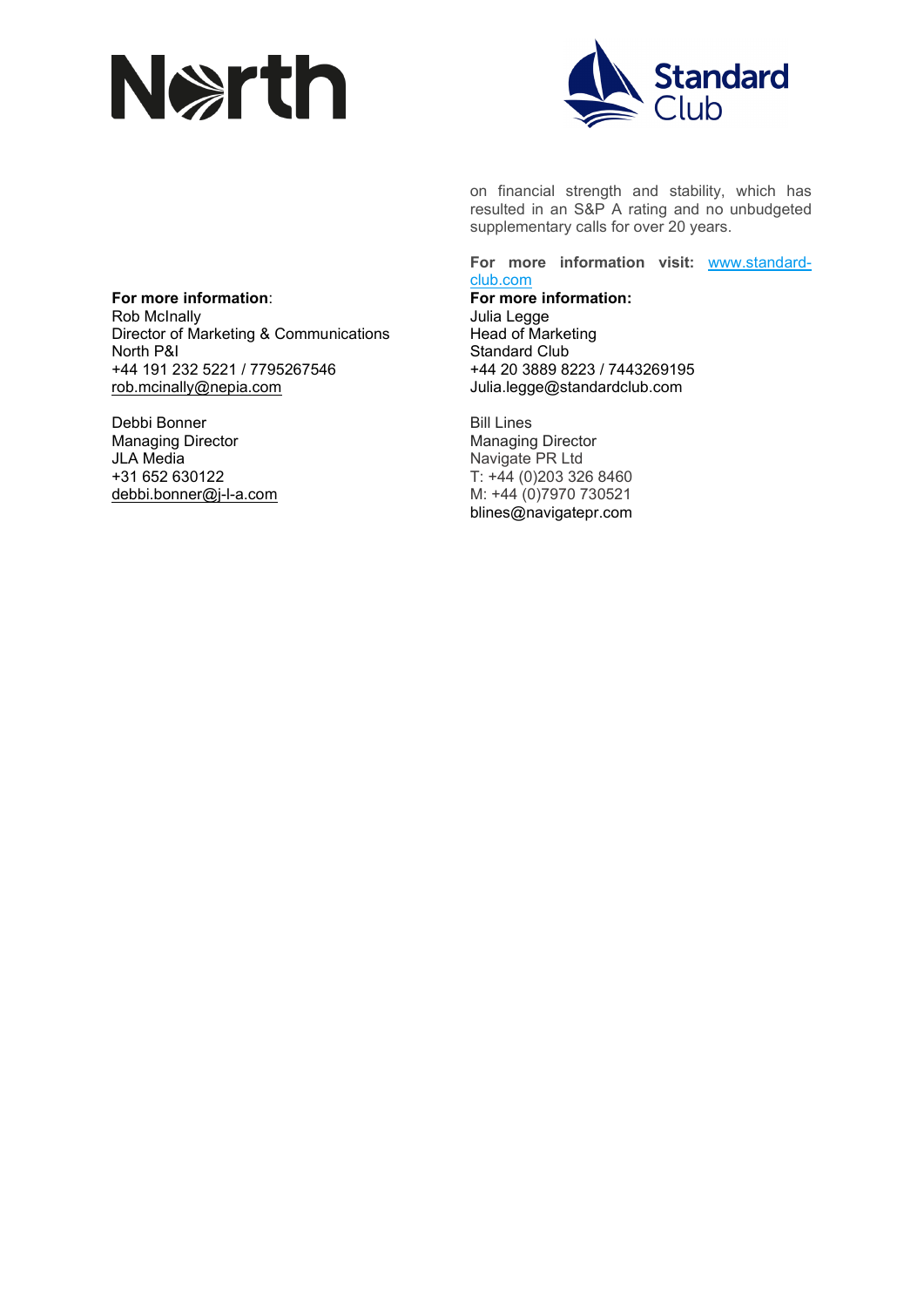on financial strength and stability, which has resulted in an S&P A rating and no unbudgeted supplementary calls for over 20 years.

**For more information visit:** [www.standard-club.com](www.standard-club.com)

**For more information**:
Rob McInally
Director of Marketing & Communications
North P&I
+44 191 232 5221 / 7795267546
rob.mcinally@nepia.com

Debbi Bonner
Managing Director
JLA Media
+31 652 630122
debbi.bonner@j-l-a.com

**For more information:**
Julia Legge
Head of Marketing
Standard Club
+44 20 3889 8223 / 7443269195
Julia.legge@standardclub.com

Bill Lines
Managing Director
Navigate PR Ltd
T: +44 (0)203 326 8460
M: +44 (0)7970 730521
blines@navigatepr.com